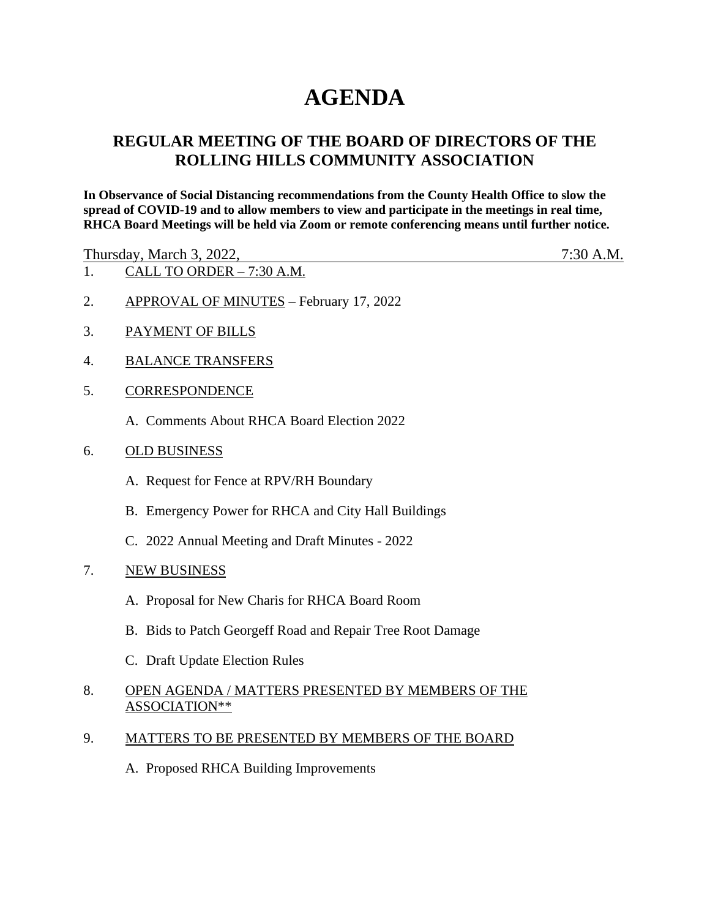# AGENDA

## REGULAR MEETING OF THE BOARD OF DIRECTORS OF THE ROLLING HILLS COMMUNITY ASSOCIATION

**In Observance of Social Distancing recommendations from the County Health Office to slow the spread of COVID-19 and to allow members to view and participate in the meetings in real time, RHCA Board Meetings will be held via Zoom or remote conferencing means until further notice.**

Thursday, March 3, 2022, 7:30 A.M.

1. CALL TO ORDER – 7:30 A.M.

2. APPROVAL OF MINUTES – February 17, 2022

3. PAYMENT OF BILLS

4. BALANCE TRANSFERS

5. CORRESPONDENCE

   A. Comments About RHCA Board Election 2022

6. OLD BUSINESS

   A. Request for Fence at RPV/RH Boundary

   B. Emergency Power for RHCA and City Hall Buildings

   C. 2022 Annual Meeting and Draft Minutes - 2022

7. NEW BUSINESS

   A. Proposal for New Charis for RHCA Board Room

   B. Bids to Patch Georgeff Road and Repair Tree Root Damage

   C. Draft Update Election Rules

8. OPEN AGENDA / MATTERS PRESENTED BY MEMBERS OF THE ASSOCIATION**

9. MATTERS TO BE PRESENTED BY MEMBERS OF THE BOARD

   A. Proposed RHCA Building Improvements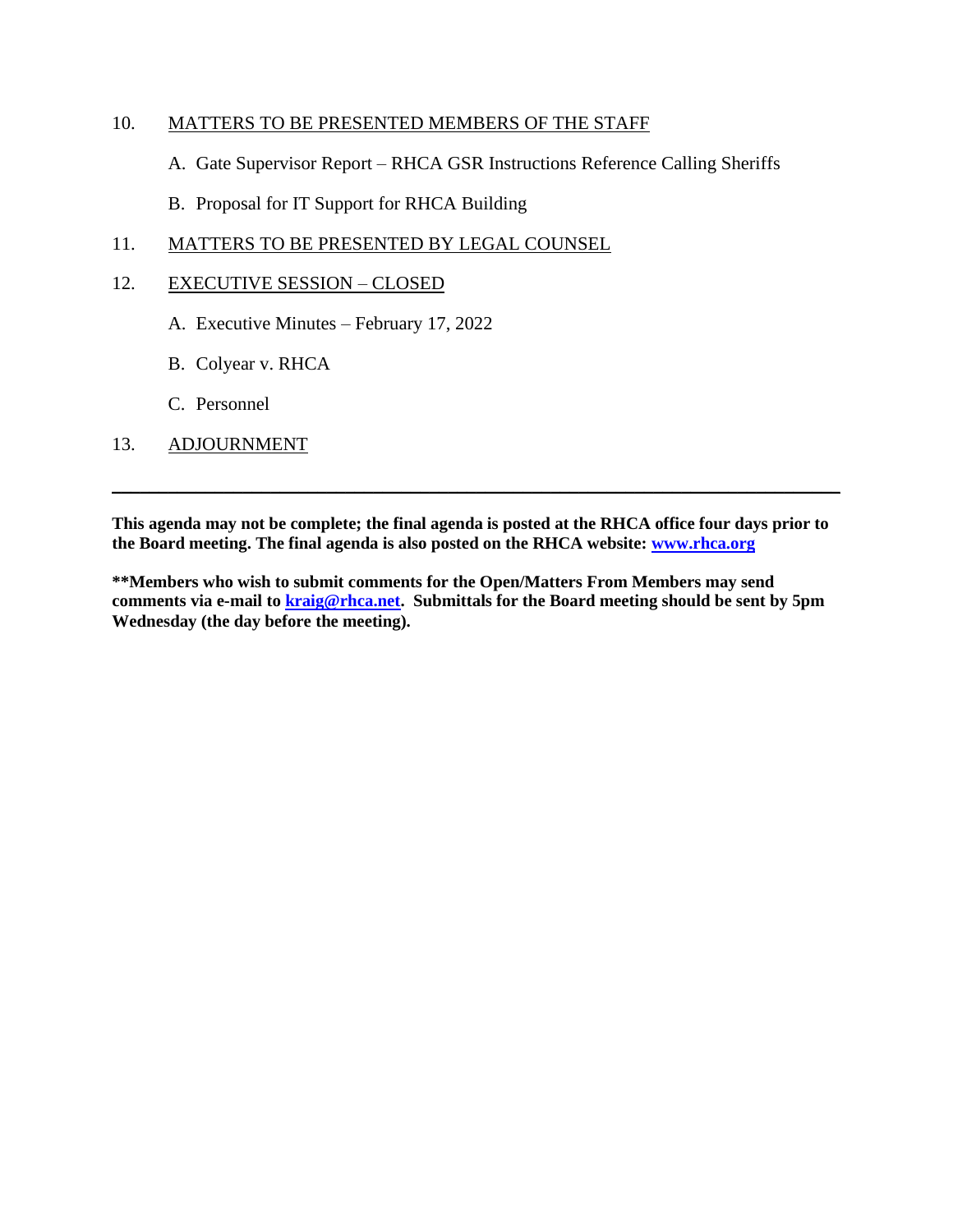10. MATTERS TO BE PRESENTED MEMBERS OF THE STAFF

    A. Gate Supervisor Report – RHCA GSR Instructions Reference Calling Sheriffs

    B. Proposal for IT Support for RHCA Building

11. MATTERS TO BE PRESENTED BY LEGAL COUNSEL

12. EXECUTIVE SESSION – CLOSED

    A. Executive Minutes – February 17, 2022

    B. Colyear v. RHCA

    C. Personnel

13. ADJOURNMENT

---

**This agenda may not be complete; the final agenda is posted at the RHCA office four days prior to the Board meeting. The final agenda is also posted on the RHCA website: www.rhca.org**

****Members who wish to submit comments for the Open/Matters From Members may send comments via e-mail to kraig@rhca.net. Submittals for the Board meeting should be sent by 5pm Wednesday (the day before the meeting).**